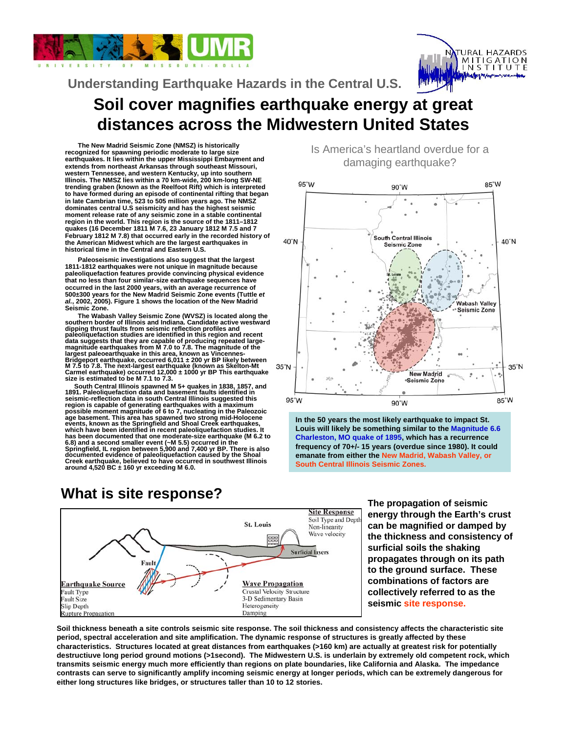Understanding Earthquake Hazards in the Central U.S.

# Soil cover magnifies earthquake energy at great distances across the Midwestern United States

**The New Madrid Seismic Zone (NMSZ) is historically recognized for spawning periodic moderate to large size earthquakes. It lies within the upper Mississippi Embayment and extends from northeast Arkansas through southeast Missouri, western Tennessee, and western Kentucky, up into southern Illinois. The NMSZ lies within a 70 km-wide, 200 km-long SW-NE trending graben (known as the Reelfoot Rift) which is interpreted to have formed during an episode of continental rifting that began in late Cambrian time, 523 to 505 million years ago. The NMSZ dominates central U.S seismicity and has the highest seismic moment release rate of any seismic zone in a stable continental region in the world. This region is the source of the 1811–1812 quakes (16 December 1811 M 7.6, 23 January 1812 M 7.5 and 7 February 1812 M 7.8) that occurred early in the recorded history of the American Midwest which are the largest earthquakes in historical time in the Central and Eastern U.S.**

**Paleoseismic investigations also suggest that the largest 1811-1812 earthquakes were not unique in magnitude because paleoliquefaction features provide convincing physical evidence that no less than four similar-size earthquake sequences have occurred in the last 2000 years, with an average recurrence of 500±300 years for the New Madrid Seismic Zone events (Tuttle *et al.*, 2002, 2005). Figure 1 shows the location of the New Madrid Seismic Zone.**

**The Wabash Valley Seismic Zone (WVSZ) is located along the southern border of Illinois and Indiana. Candidate active westward dipping thrust faults from seismic reflection profiles and paleoliquefaction studies are identified in this region and recent data suggests that they are capable of producing repeated large-magnitude earthquakes from M 7.0 to 7.8. The magnitude of the largest paleoearthquake in this area, known as Vincennes-Bridgeport earthquake, occurred 6,011 ± 200 yr BP likely between M 7.5 to 7.8. The next-largest earthquake (known as Skelton-Mt Carmel earthquake) occurred 12,000 ± 1000 yr BP This earthquake size is estimated to be M 7.1 to 7.3.**

**South Central Illinois spawned M 5+ quakes in 1838, 1857, and 1891. Paleoliquefaction data and basement faults identified in seismic-reflection data in south Central Illinois suggested this region is capable of generating earthquakes with a maximum possible moment magnitude of 6 to 7, nucleating in the Paleozoic age basement. This area has spawned two strong mid-Holocene events, known as the Springfield and Shoal Creek earthquakes, which have been identified in recent paleoliquefaction studies. It has been documented that one moderate-size earthquake (M 6.2 to 6.8) and a second smaller event (~M 5.5) occurred in the Springfield, IL region between 5,900 and 7,400 yr BP. There is also documented evidence of paleoliquefaction caused by the Shoal Creek earthquake, believed to have occurred in southwest Illinois around 4,520 BC ± 160 yr exceeding M 6.0.**

Is America's heartland overdue for a damaging earthquake?

**In the 50 years the most likely earthquake to impact St. Louis will likely be something similar to the Magnitude 6.6 Charleston, MO quake of 1895, which has a recurrence frequency of 70+/- 15 years (overdue since 1980). It could emanate from either the New Madrid, Wabash Valley, or South Central Illinois Seismic Zones.**

## What is site response?

**The propagation of seismic energy through the Earth's crust can be magnified or damped by the thickness and consistency of surficial soils the shaking propagates through on its path to the ground surface. These combinations of factors are collectively referred to as the seismic site response.**

**Soil thickness beneath a site controls seismic site response. The soil thickness and consistency affects the characteristic site period, spectral acceleration and site amplification. The dynamic response of structures is greatly affected by these characteristics. Structures located at great distances from earthquakes (>160 km) are actually at greatest risk for potentially destructiuve long period ground motions (>1second). The Midwestern U.S. is underlain by extremely old competent rock, which transmits seismic energy much more efficiently than regions on plate boundaries, like California and Alaska. The impedance contrasts can serve to significantly amplify incoming seismic energy at longer periods, which can be extremely dangerous for either long structures like bridges, or structures taller than 10 to 12 stories.**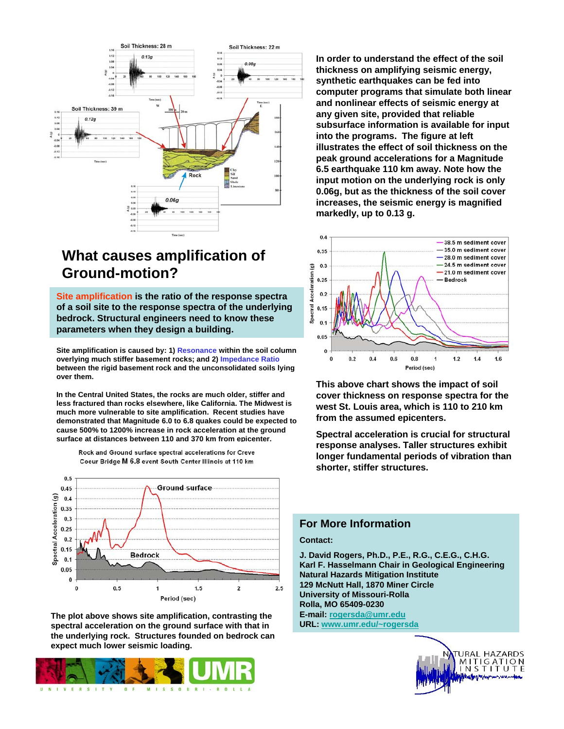Soil Thickness: 28 m

0.13g

Soil Thickness: 22 m

0.08g

Soil Thickness: 39 m

0.12g

Rock

0.06g

Clay
Silt
Sand
Shale
Limestone

In order to understand the effect of the soil thickness on amplifying seismic energy, synthetic earthquakes can be fed into computer programs that simulate both linear and nonlinear effects of seismic energy at any given site, provided that reliable subsurface information is available for input into the programs. The figure at left illustrates the effect of soil thickness on the peak ground accelerations for a Magnitude 6.5 earthquake 110 km away. Note how the input motion on the underlying rock is only 0.06g, but as the thickness of the soil cover increases, the seismic energy is magnified markedly, up to 0.13 g.

## What causes amplification of Ground-motion?

**Site amplification is the ratio of the response spectra of a soil site to the response spectra of the underlying bedrock. Structural engineers need to know these parameters when they design a building.**

Site amplification is caused by: 1) Resonance within the soil column overlying much stiffer basement rocks; and 2) Impedance Ratio between the rigid basement rock and the unconsolidated soils lying over them.

In the Central United States, the rocks are much older, stiffer and less fractured than rocks elsewhere, like California. The Midwest is much more vulnerable to site amplification. Recent studies have demonstrated that Magnitude 6.0 to 6.8 quakes could be expected to cause 500% to 1200% increase in rock acceleration at the ground surface at distances between 110 and 370 km from epicenter.

Rock and Ground surface spectral accelerations for Creve Coeur Bridge M 6.8 event South Center Illinois at 110 km

Ground surface

Bedrock

Spectral Acceleration (g)

Period (sec)

The plot above shows site amplification, contrasting the spectral acceleration on the ground surface with that in the underlying rock. Structures founded on bedrock can expect much lower seismic loading.

38.5 m sediment cover
35.0 m sediment cover
28.0 m sediment cover
24.5 m sediment cover
21.0 m sediment cover
Bedrock

Spectral Acceleration (g)

Period (sec)

This above chart shows the impact of soil cover thickness on response spectra for the west St. Louis area, which is 110 to 210 km from the assumed epicenters.

Spectral acceleration is crucial for structural response analyses. Taller structures exhibit longer fundamental periods of vibration than shorter, stiffer structures.

## For More Information

**Contact:**

**J. David Rogers, Ph.D., P.E., R.G., C.E.G., C.H.G.**
**Karl F. Hasselmann Chair in Geological Engineering**
**Natural Hazards Mitigation Institute**
**129 McNutt Hall, 1870 Miner Circle**
**University of Missouri-Rolla**
**Rolla, MO 65409-0230**
**E-mail:** rogersda@umr.edu
**URL:** www.umr.edu/~rogersda

UMR
UNIVERSITY OF MISSOURI-ROLLA

NATURAL HAZARDS MITIGATION INSTITUTE